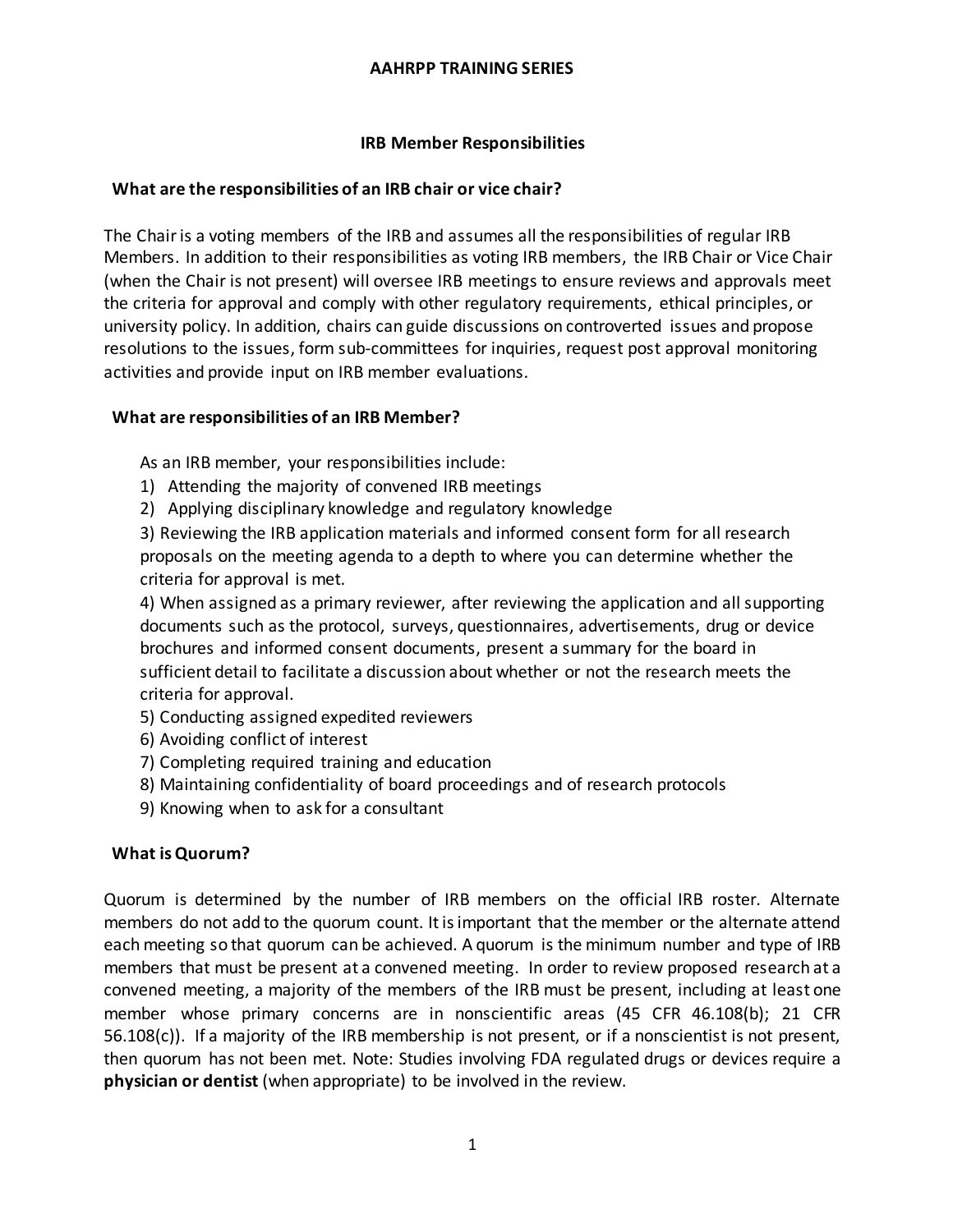# AAHRPP TRAINING SERIES

## IRB Member Responsibilities

### What are the responsibilities of an IRB chair or vice chair?

The Chair is a voting members of the IRB and assumes all the responsibilities of regular IRB Members. In addition to their responsibilities as voting IRB members, the IRB Chair or Vice Chair (when the Chair is not present) will oversee IRB meetings to ensure reviews and approvals meet the criteria for approval and comply with other regulatory requirements, ethical principles, or university policy. In addition, chairs can guide discussions on controverted issues and propose resolutions to the issues, form sub-committees for inquiries, request post approval monitoring activities and provide input on IRB member evaluations.

### What are responsibilities of an IRB Member?

As an IRB member, your responsibilities include:

1) Attending the majority of convened IRB meetings
2) Applying disciplinary knowledge and regulatory knowledge
3) Reviewing the IRB application materials and informed consent form for all research proposals on the meeting agenda to a depth to where you can determine whether the criteria for approval is met.
4) When assigned as a primary reviewer, after reviewing the application and all supporting documents such as the protocol, surveys, questionnaires, advertisements, drug or device brochures and informed consent documents, present a summary for the board in sufficient detail to facilitate a discussion about whether or not the research meets the criteria for approval.
5) Conducting assigned expedited reviewers
6) Avoiding conflict of interest
7) Completing required training and education
8) Maintaining confidentiality of board proceedings and of research protocols
9) Knowing when to ask for a consultant

### What is Quorum?

Quorum is determined by the number of IRB members on the official IRB roster. Alternate members do not add to the quorum count. It is important that the member or the alternate attend each meeting so that quorum can be achieved. A quorum is the minimum number and type of IRB members that must be present at a convened meeting. In order to review proposed research at a convened meeting, a majority of the members of the IRB must be present, including at least one member whose primary concerns are in nonscientific areas (45 CFR 46.108(b); 21 CFR 56.108(c)). If a majority of the IRB membership is not present, or if a nonscientist is not present, then quorum has not been met. Note: Studies involving FDA regulated drugs or devices require a **physician or dentist** (when appropriate) to be involved in the review.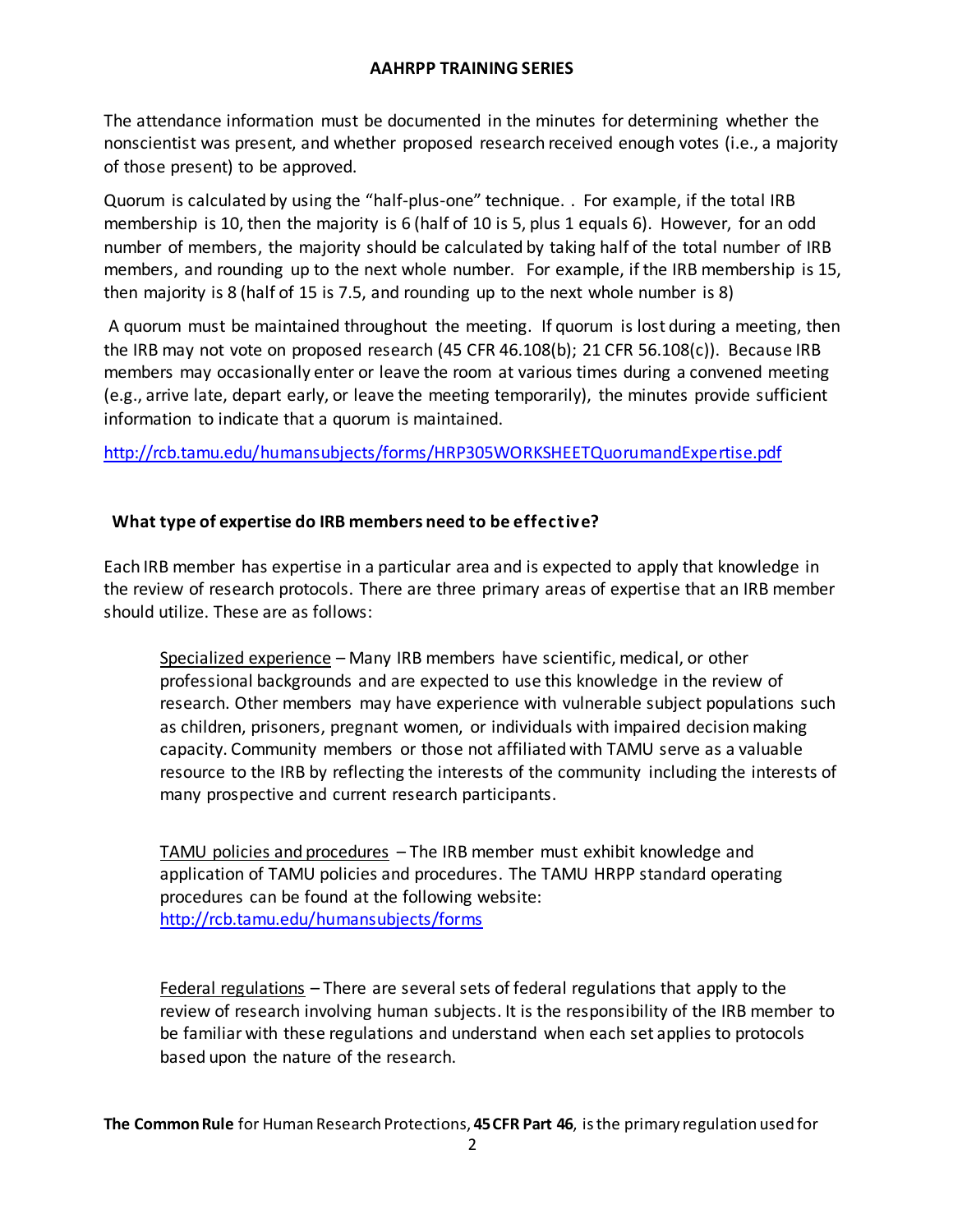The attendance information must be documented in the minutes for determining whether the nonscientist was present, and whether proposed research received enough votes (i.e., a majority of those present) to be approved.

Quorum is calculated by using the "half-plus-one" technique. . For example, if the total IRB membership is 10, then the majority is 6 (half of 10 is 5, plus 1 equals 6). However, for an odd number of members, the majority should be calculated by taking half of the total number of IRB members, and rounding up to the next whole number. For example, if the IRB membership is 15, then majority is 8 (half of 15 is 7.5, and rounding up to the next whole number is 8)

A quorum must be maintained throughout the meeting. If quorum is lost during a meeting, then the IRB may not vote on proposed research (45 CFR 46.108(b); 21 CFR 56.108(c)). Because IRB members may occasionally enter or leave the room at various times during a convened meeting (e.g., arrive late, depart early, or leave the meeting temporarily), the minutes provide sufficient information to indicate that a quorum is maintained.

http://rcb.tamu.edu/humansubjects/forms/HRP305WORKSHEETQuorumandExpertise.pdf

## What type of expertise do IRB members need to be effective?

Each IRB member has expertise in a particular area and is expected to apply that knowledge in the review of research protocols. There are three primary areas of expertise that an IRB member should utilize. These are as follows:

> Specialized experience – Many IRB members have scientific, medical, or other professional backgrounds and are expected to use this knowledge in the review of research. Other members may have experience with vulnerable subject populations such as children, prisoners, pregnant women, or individuals with impaired decision making capacity. Community members or those not affiliated with TAMU serve as a valuable resource to the IRB by reflecting the interests of the community including the interests of many prospective and current research participants.
>
> TAMU policies and procedures – The IRB member must exhibit knowledge and application of TAMU policies and procedures. The TAMU HRPP standard operating procedures can be found at the following website: http://rcb.tamu.edu/humansubjects/forms
>
> Federal regulations – There are several sets of federal regulations that apply to the review of research involving human subjects. It is the responsibility of the IRB member to be familiar with these regulations and understand when each set applies to protocols based upon the nature of the research.

**The Common Rule** for Human Research Protections, **45 CFR Part 46**, is the primary regulation used for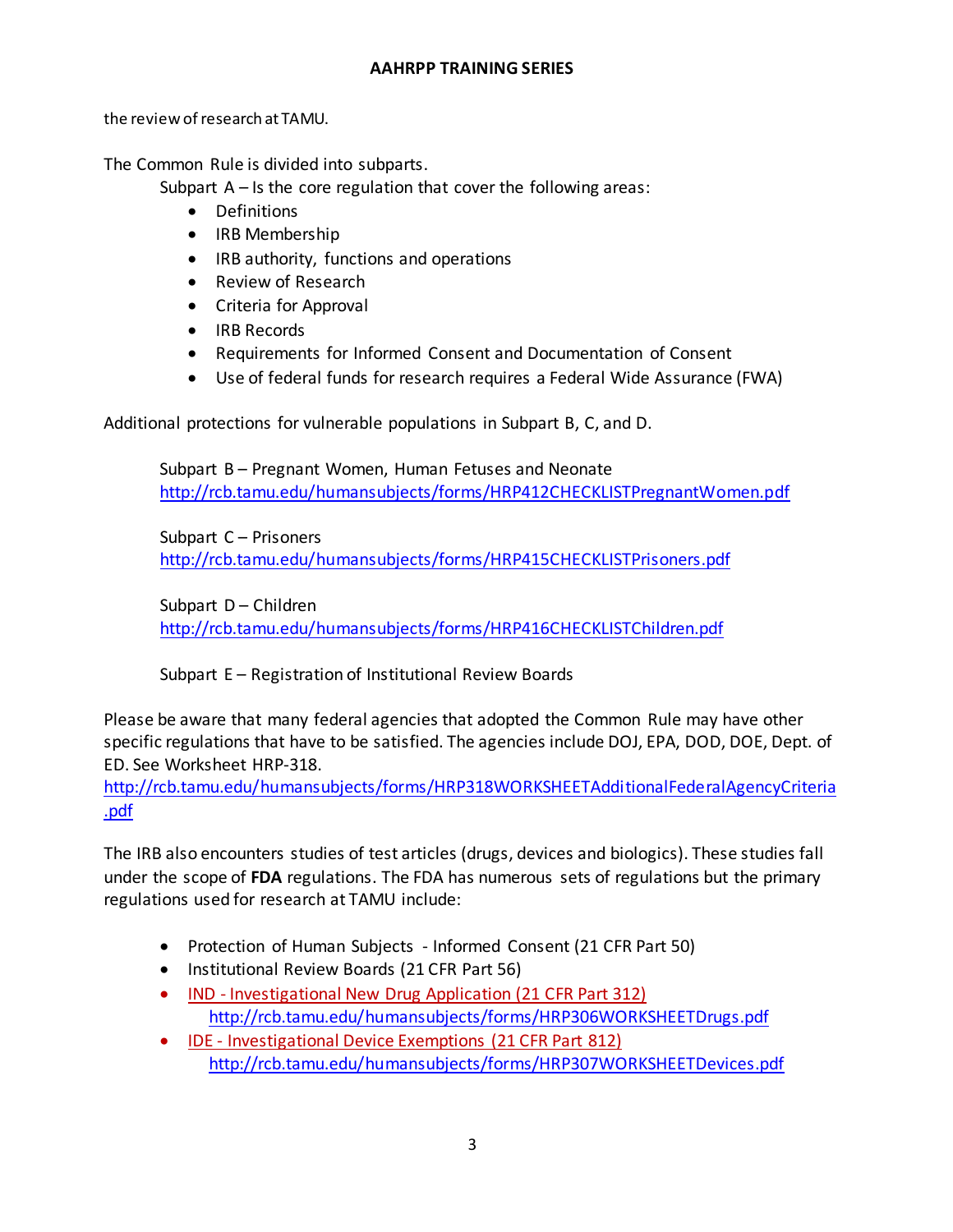the review of research at TAMU.

The Common Rule is divided into subparts.

Subpart A – Is the core regulation that cover the following areas:

- Definitions
- IRB Membership
- IRB authority, functions and operations
- Review of Research
- Criteria for Approval
- IRB Records
- Requirements for Informed Consent and Documentation of Consent
- Use of federal funds for research requires a Federal Wide Assurance (FWA)

Additional protections for vulnerable populations in Subpart B, C, and D.

Subpart B – Pregnant Women, Human Fetuses and Neonate
http://rcb.tamu.edu/humansubjects/forms/HRP412CHECKLISTPregnantWomen.pdf

Subpart C – Prisoners
http://rcb.tamu.edu/humansubjects/forms/HRP415CHECKLISTPrisoners.pdf

Subpart D – Children
http://rcb.tamu.edu/humansubjects/forms/HRP416CHECKLISTChildren.pdf

Subpart E – Registration of Institutional Review Boards

Please be aware that many federal agencies that adopted the Common Rule may have other specific regulations that have to be satisfied. The agencies include DOJ, EPA, DOD, DOE, Dept. of ED. See Worksheet HRP-318.
http://rcb.tamu.edu/humansubjects/forms/HRP318WORKSHEETAdditionalFederalAgencyCriteria.pdf

The IRB also encounters studies of test articles (drugs, devices and biologics). These studies fall under the scope of **FDA** regulations. The FDA has numerous sets of regulations but the primary regulations used for research at TAMU include:

- Protection of Human Subjects - Informed Consent (21 CFR Part 50)
- Institutional Review Boards (21 CFR Part 56)
- IND - Investigational New Drug Application (21 CFR Part 312)
  http://rcb.tamu.edu/humansubjects/forms/HRP306WORKSHEETDrugs.pdf
- IDE - Investigational Device Exemptions (21 CFR Part 812)
  http://rcb.tamu.edu/humansubjects/forms/HRP307WORKSHEETDevices.pdf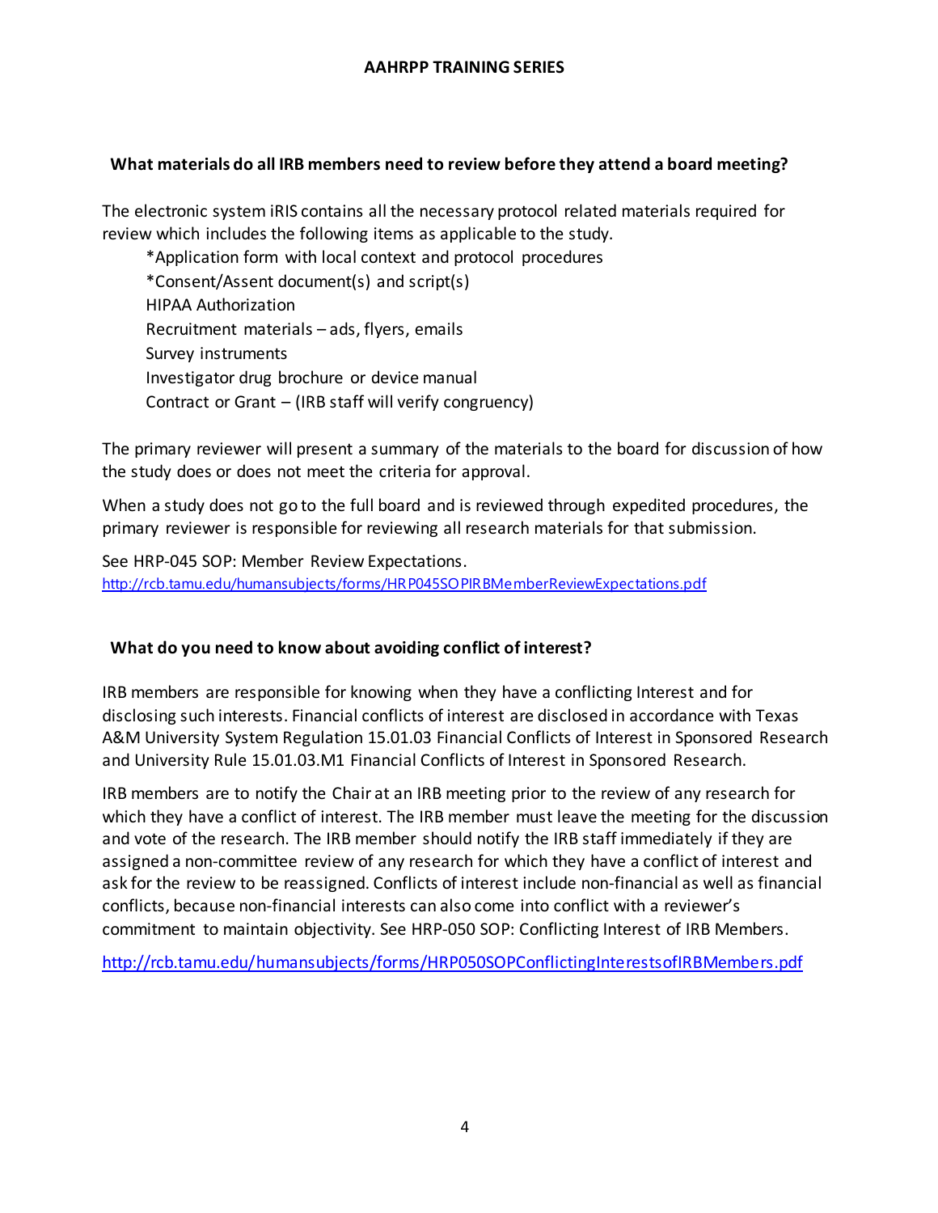## What materials do all IRB members need to review before they attend a board meeting?

The electronic system iRIS contains all the necessary protocol related materials required for review which includes the following items as applicable to the study.

*Application form with local context and protocol procedures
*Consent/Assent document(s) and script(s)
HIPAA Authorization
Recruitment materials – ads, flyers, emails
Survey instruments
Investigator drug brochure or device manual
Contract or Grant – (IRB staff will verify congruency)

The primary reviewer will present a summary of the materials to the board for discussion of how the study does or does not meet the criteria for approval.

When a study does not go to the full board and is reviewed through expedited procedures, the primary reviewer is responsible for reviewing all research materials for that submission.

See HRP-045 SOP: Member Review Expectations.
http://rcb.tamu.edu/humansubjects/forms/HRP045SOPIRBMemberReviewExpectations.pdf

## What do you need to know about avoiding conflict of interest?

IRB members are responsible for knowing when they have a conflicting Interest and for disclosing such interests. Financial conflicts of interest are disclosed in accordance with Texas A&M University System Regulation 15.01.03 Financial Conflicts of Interest in Sponsored Research and University Rule 15.01.03.M1 Financial Conflicts of Interest in Sponsored Research.

IRB members are to notify the Chair at an IRB meeting prior to the review of any research for which they have a conflict of interest. The IRB member must leave the meeting for the discussion and vote of the research. The IRB member should notify the IRB staff immediately if they are assigned a non-committee review of any research for which they have a conflict of interest and ask for the review to be reassigned. Conflicts of interest include non-financial as well as financial conflicts, because non-financial interests can also come into conflict with a reviewer's commitment to maintain objectivity. See HRP-050 SOP: Conflicting Interest of IRB Members.

http://rcb.tamu.edu/humansubjects/forms/HRP050SOPConflictingInterestsofIRBMembers.pdf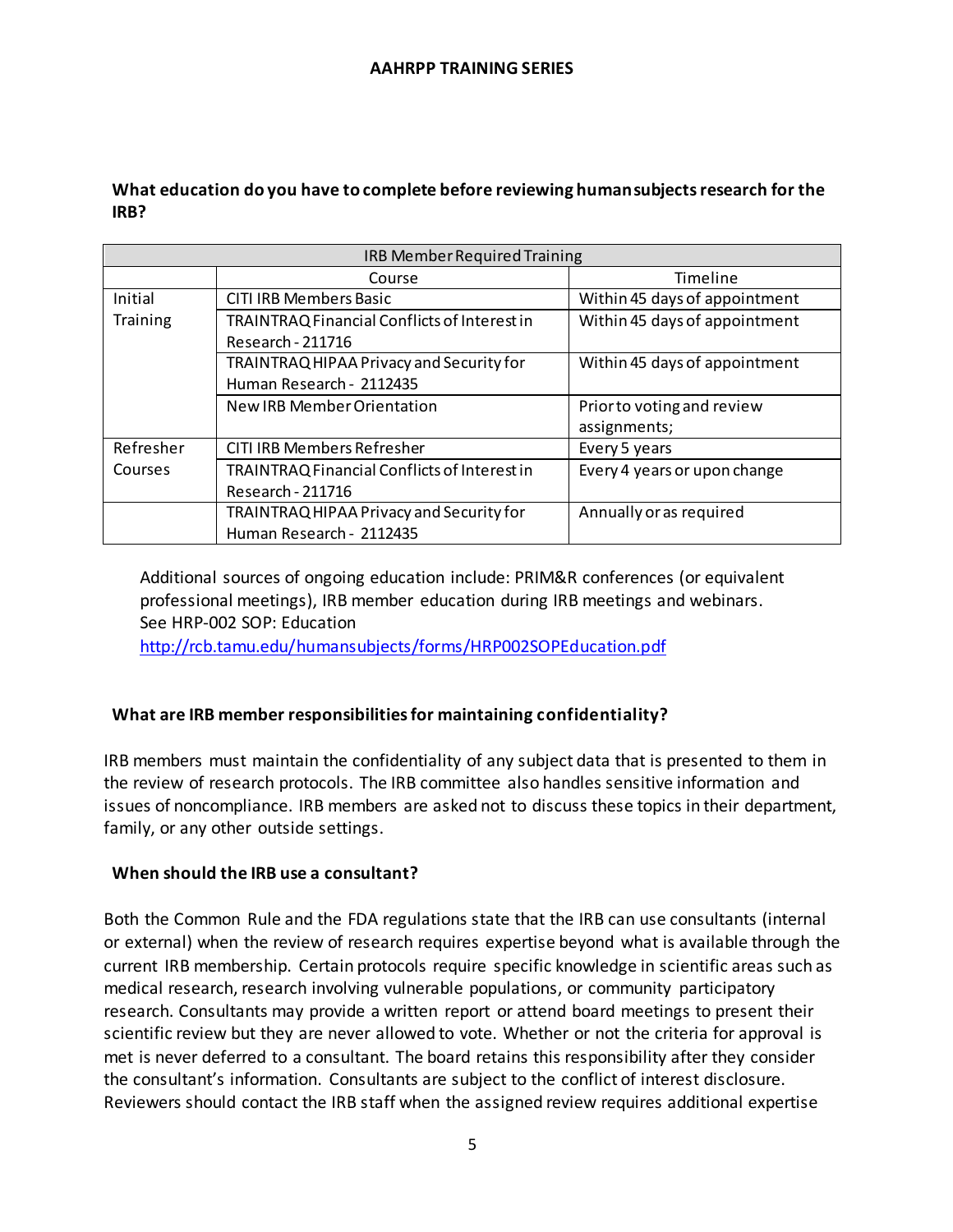**What education do you have to complete before reviewing human subjects research for the IRB?**

| IRB Member Required Training | | |
|---|---|---|
| | Course | Timeline |
| Initial Training | CITI IRB Members Basic | Within 45 days of appointment |
| | TRAINTRAQ Financial Conflicts of Interest in Research - 211716 | Within 45 days of appointment |
| | TRAINTRAQ HIPAA Privacy and Security for Human Research - 2112435 | Within 45 days of appointment |
| | New IRB Member Orientation | Prior to voting and review assignments; |
| Refresher Courses | CITI IRB Members Refresher | Every 5 years |
| | TRAINTRAQ Financial Conflicts of Interest in Research - 211716 | Every 4 years or upon change |
| | TRAINTRAQ HIPAA Privacy and Security for Human Research - 2112435 | Annually or as required |

Additional sources of ongoing education include: PRIM&R conferences (or equivalent professional meetings), IRB member education during IRB meetings and webinars. See HRP-002 SOP: Education
http://rcb.tamu.edu/humansubjects/forms/HRP002SOPEducation.pdf

**What are IRB member responsibilities for maintaining confidentiality?**

IRB members must maintain the confidentiality of any subject data that is presented to them in the review of research protocols. The IRB committee also handles sensitive information and issues of noncompliance. IRB members are asked not to discuss these topics in their department, family, or any other outside settings.

**When should the IRB use a consultant?**

Both the Common Rule and the FDA regulations state that the IRB can use consultants (internal or external) when the review of research requires expertise beyond what is available through the current IRB membership. Certain protocols require specific knowledge in scientific areas such as medical research, research involving vulnerable populations, or community participatory research. Consultants may provide a written report or attend board meetings to present their scientific review but they are never allowed to vote. Whether or not the criteria for approval is met is never deferred to a consultant. The board retains this responsibility after they consider the consultant's information. Consultants are subject to the conflict of interest disclosure. Reviewers should contact the IRB staff when the assigned review requires additional expertise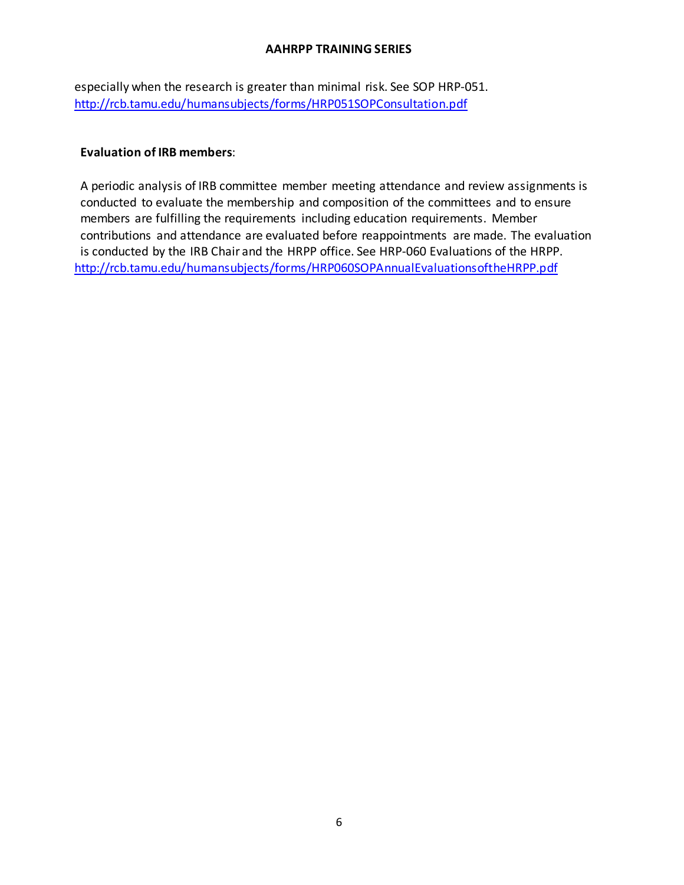especially when the research is greater than minimal risk. See SOP HRP-051. http://rcb.tamu.edu/humansubjects/forms/HRP051SOPConsultation.pdf

**Evaluation of IRB members**:

A periodic analysis of IRB committee member meeting attendance and review assignments is conducted to evaluate the membership and composition of the committees and to ensure members are fulfilling the requirements including education requirements. Member contributions and attendance are evaluated before reappointments are made. The evaluation is conducted by the IRB Chair and the HRPP office. See HRP-060 Evaluations of the HRPP. http://rcb.tamu.edu/humansubjects/forms/HRP060SOPAnnualEvaluationsoftheHRPP.pdf